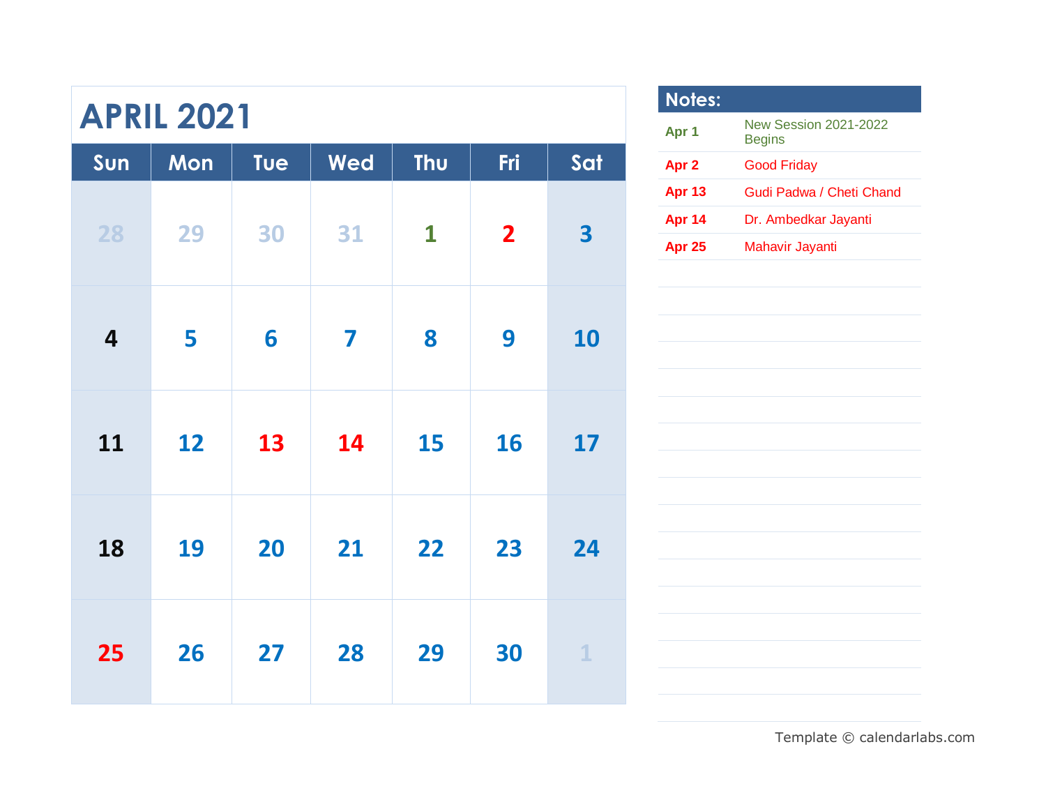# APRIL 2021

| Sun | Mon | Tue | Wed | Thu | Fri | Sat |
|---|---|---|---|---|---|---|
| 28 | 29 | 30 | 31 | 1 | 2 | 3 |
| 4 | 5 | 6 | 7 | 8 | 9 | 10 |
| 11 | 12 | 13 | 14 | 15 | 16 | 17 |
| 18 | 19 | 20 | 21 | 22 | 23 | 24 |
| 25 | 26 | 27 | 28 | 29 | 30 | 1 |

## Notes:

| | |
|---|---|
| **Apr 1** | New Session 2021-2022 Begins |
| **Apr 2** | Good Friday |
| **Apr 13** | Gudi Padwa / Cheti Chand |
| **Apr 14** | Dr. Ambedkar Jayanti |
| **Apr 25** | Mahavir Jayanti |

Template © calendarlabs.com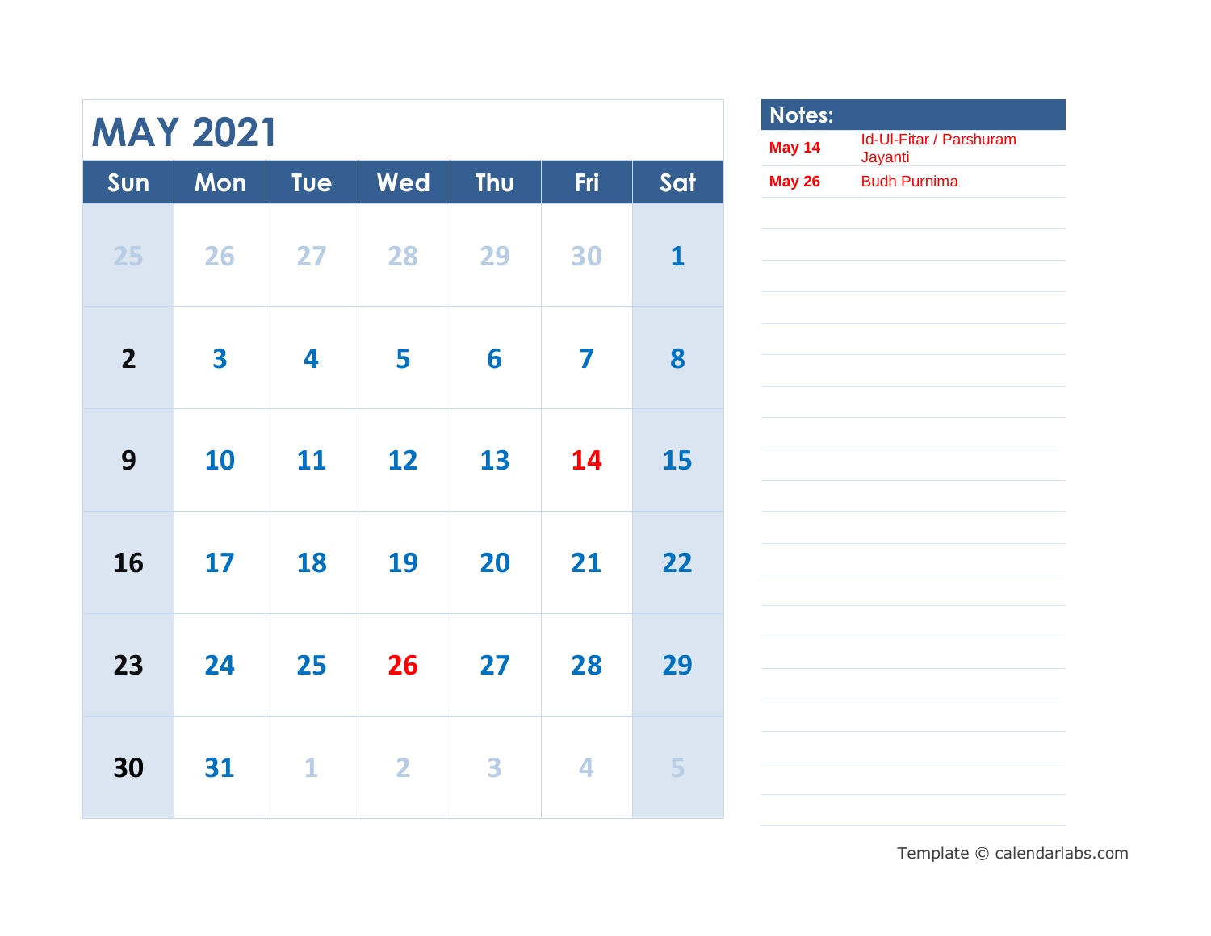# MAY 2021

| Sun | Mon | Tue | Wed | Thu | Fri | Sat |
|---|---|---|---|---|---|---|
| 25 | 26 | 27 | 28 | 29 | 30 | 1 |
| 2 | 3 | 4 | 5 | 6 | 7 | 8 |
| 9 | 10 | 11 | 12 | 13 | 14 | 15 |
| 16 | 17 | 18 | 19 | 20 | 21 | 22 |
| 23 | 24 | 25 | 26 | 27 | 28 | 29 |
| 30 | 31 | 1 | 2 | 3 | 4 | 5 |

**Notes:**

| | |
|---|---|
| **May 14** | Id-Ul-Fitar / Parshuram Jayanti |
| **May 26** | Budh Purnima |

Template © calendarlabs.com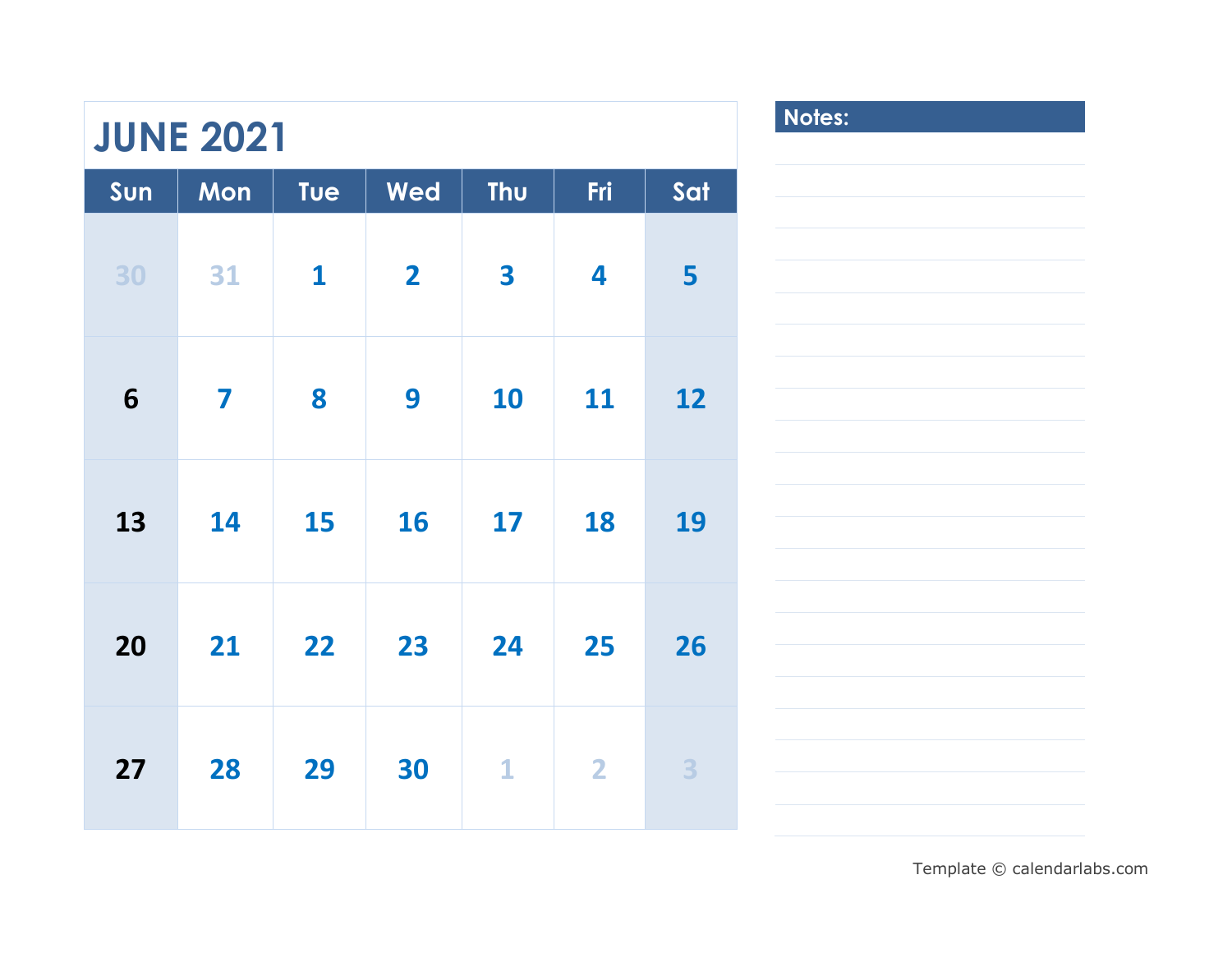# JUNE 2021

| Sun | Mon | Tue | Wed | Thu | Fri | Sat |
|---|---|---|---|---|---|---|
| 30 | 31 | 1 | 2 | 3 | 4 | 5 |
| 6 | 7 | 8 | 9 | 10 | 11 | 12 |
| 13 | 14 | 15 | 16 | 17 | 18 | 19 |
| 20 | 21 | 22 | 23 | 24 | 25 | 26 |
| 27 | 28 | 29 | 30 | 1 | 2 | 3 |

**Notes:**

Template © calendarlabs.com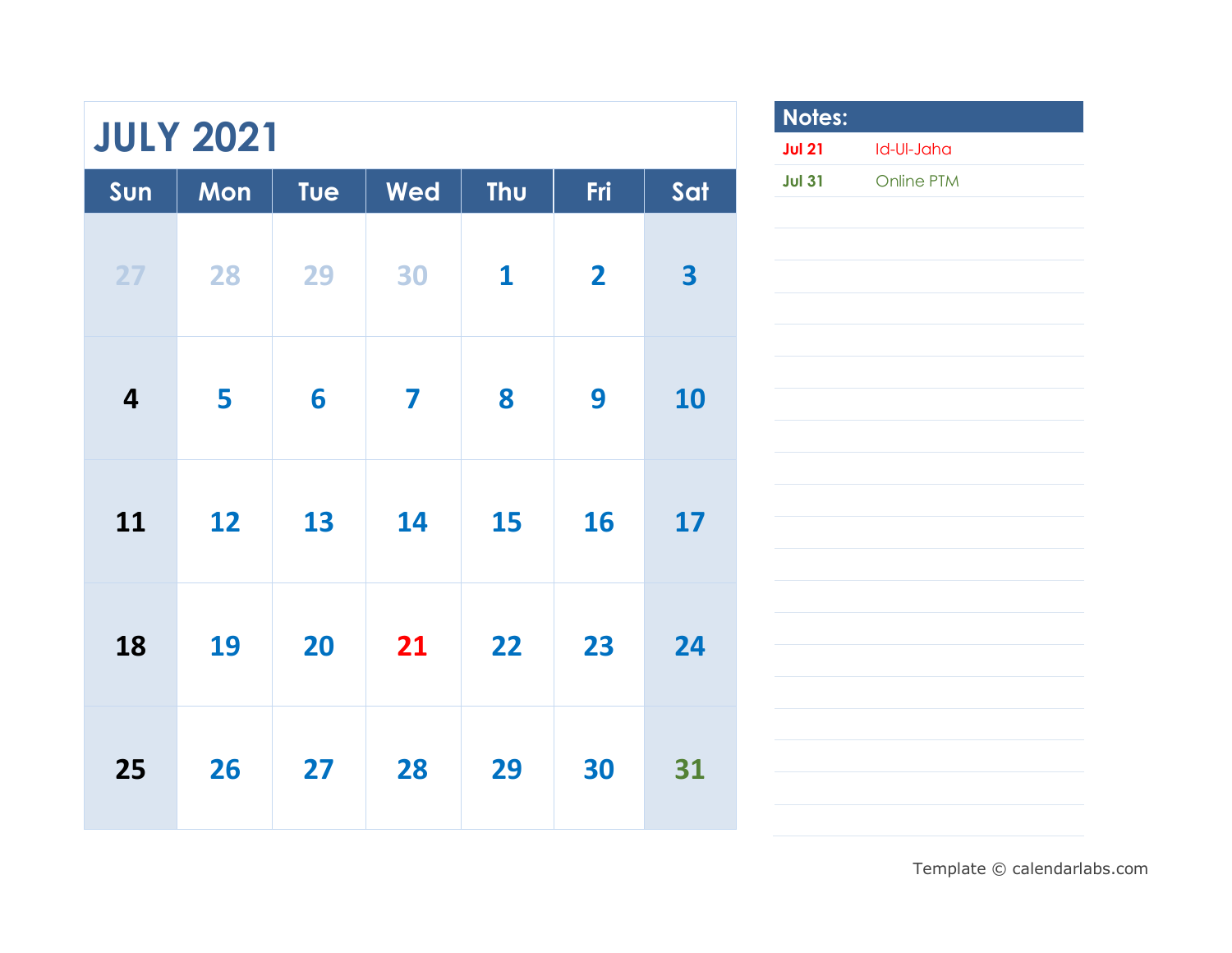# JULY 2021

| Sun | Mon | Tue | Wed | Thu | Fri | Sat |
|---|---|---|---|---|---|---|
| 27 | 28 | 29 | 30 | 1 | 2 | 3 |
| 4 | 5 | 6 | 7 | 8 | 9 | 10 |
| 11 | 12 | 13 | 14 | 15 | 16 | 17 |
| 18 | 19 | 20 | 21 | 22 | 23 | 24 |
| 25 | 26 | 27 | 28 | 29 | 30 | 31 |

## Notes:

| | |
|---|---|
| **Jul 21** | Id-Ul-Jaha |
| **Jul 31** | Online PTM |

Template © calendarlabs.com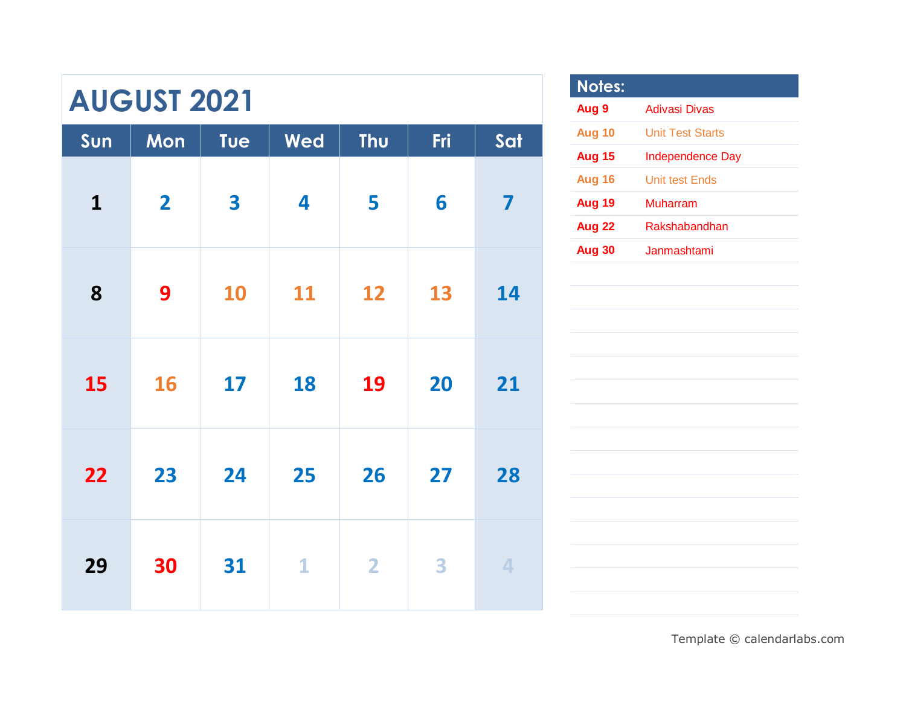# AUGUST 2021

| Sun | Mon | Tue | Wed | Thu | Fri | Sat |
|---|---|---|---|---|---|---|
| 1 | 2 | 3 | 4 | 5 | 6 | 7 |
| 8 | 9 | 10 | 11 | 12 | 13 | 14 |
| 15 | 16 | 17 | 18 | 19 | 20 | 21 |
| 22 | 23 | 24 | 25 | 26 | 27 | 28 |
| 29 | 30 | 31 | 1 | 2 | 3 | 4 |

## Notes:

| | |
|---|---|
| Aug 9 | Adivasi Divas |
| Aug 10 | Unit Test Starts |
| Aug 15 | Independence Day |
| Aug 16 | Unit test Ends |
| Aug 19 | Muharram |
| Aug 22 | Rakshabandhan |
| Aug 30 | Janmashtami |

Template © calendarlabs.com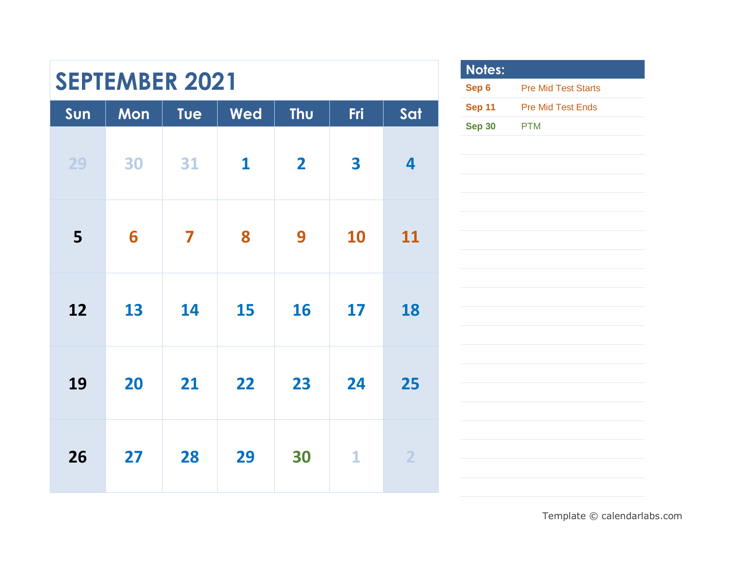# SEPTEMBER 2021

| Sun | Mon | Tue | Wed | Thu | Fri | Sat |
|---|---|---|---|---|---|---|
| 29 | 30 | 31 | 1 | 2 | 3 | 4 |
| 5 | 6 | 7 | 8 | 9 | 10 | 11 |
| 12 | 13 | 14 | 15 | 16 | 17 | 18 |
| 19 | 20 | 21 | 22 | 23 | 24 | 25 |
| 26 | 27 | 28 | 29 | 30 | 1 | 2 |

## Notes:

| | |
|---|---|
| **Sep 6** | Pre Mid Test Starts |
| **Sep 11** | Pre Mid Test Ends |
| **Sep 30** | PTM |

Template © calendarlabs.com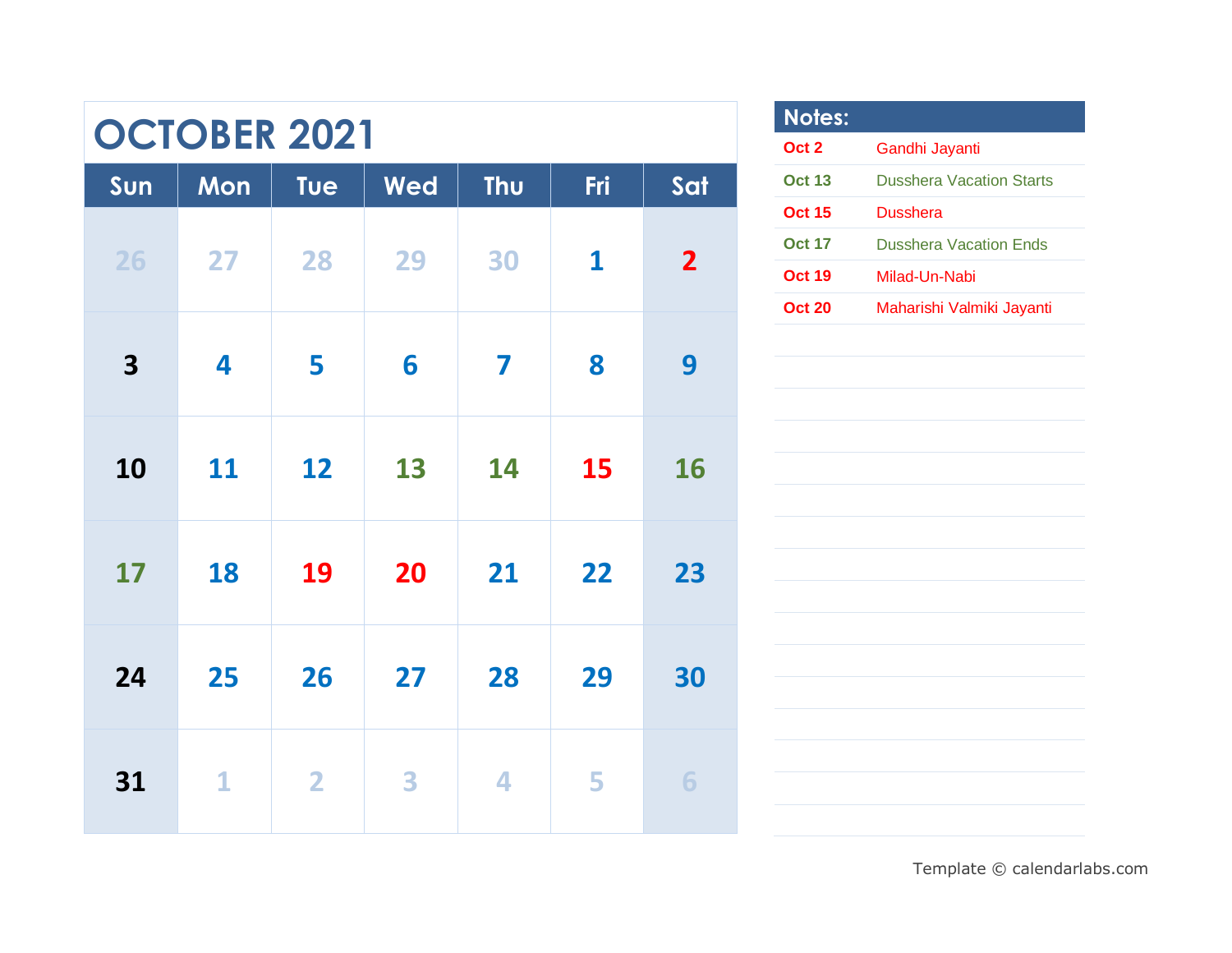# OCTOBER 2021

| Sun | Mon | Tue | Wed | Thu | Fri | Sat |
|---|---|---|---|---|---|---|
| 26 | 27 | 28 | 29 | 30 | 1 | 2 |
| 3 | 4 | 5 | 6 | 7 | 8 | 9 |
| 10 | 11 | 12 | 13 | 14 | 15 | 16 |
| 17 | 18 | 19 | 20 | 21 | 22 | 23 |
| 24 | 25 | 26 | 27 | 28 | 29 | 30 |
| 31 | 1 | 2 | 3 | 4 | 5 | 6 |

| Notes: | |
|---|---|
| Oct 2 | Gandhi Jayanti |
| Oct 13 | Dusshera Vacation Starts |
| Oct 15 | Dusshera |
| Oct 17 | Dusshera Vacation Ends |
| Oct 19 | Milad-Un-Nabi |
| Oct 20 | Maharishi Valmiki Jayanti |

Template © calendarlabs.com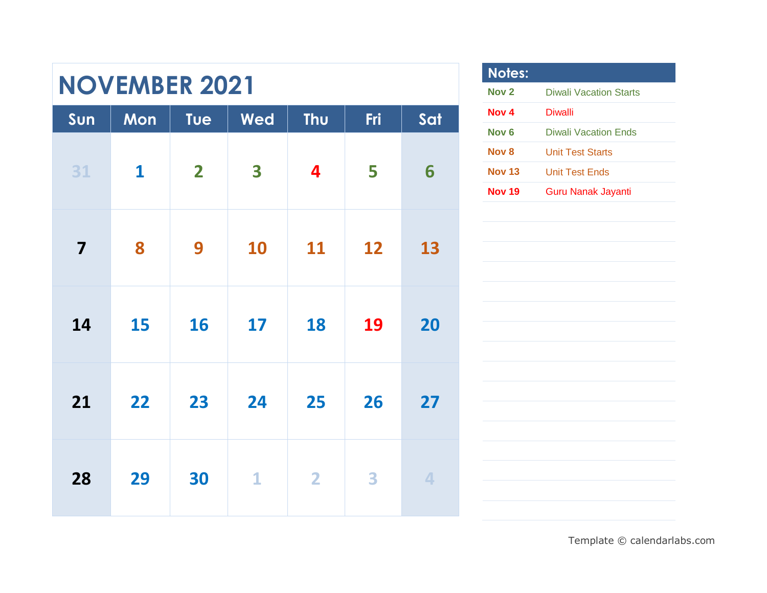# NOVEMBER 2021

| Sun | Mon | Tue | Wed | Thu | Fri | Sat |
|---|---|---|---|---|---|---|
| 31 | 1 | 2 | 3 | 4 | 5 | 6 |
| 7 | 8 | 9 | 10 | 11 | 12 | 13 |
| 14 | 15 | 16 | 17 | 18 | 19 | 20 |
| 21 | 22 | 23 | 24 | 25 | 26 | 27 |
| 28 | 29 | 30 | 1 | 2 | 3 | 4 |

## Notes:

| Date | Note |
|---|---|
| Nov 2 | Diwali Vacation Starts |
| Nov 4 | Diwalli |
| Nov 6 | Diwali Vacation Ends |
| Nov 8 | Unit Test Starts |
| Nov 13 | Unit Test Ends |
| Nov 19 | Guru Nanak Jayanti |

Template © calendarlabs.com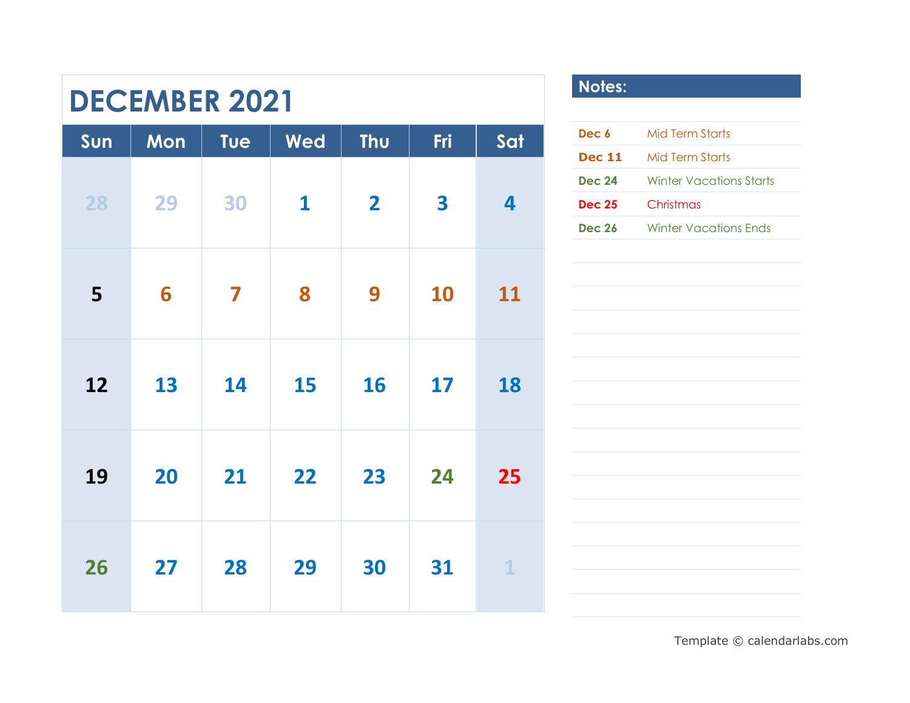# DECEMBER 2021

| Sun | Mon | Tue | Wed | Thu | Fri | Sat |
|---|---|---|---|---|---|---|
| 28 | 29 | 30 | 1 | 2 | 3 | 4 |
| 5 | 6 | 7 | 8 | 9 | 10 | 11 |
| 12 | 13 | 14 | 15 | 16 | 17 | 18 |
| 19 | 20 | 21 | 22 | 23 | 24 | 25 |
| 26 | 27 | 28 | 29 | 30 | 31 | 1 |

## Notes:

| | |
|---|---|
| **Dec 6** | Mid Term Starts |
| **Dec 11** | Mid Term Starts |
| **Dec 24** | Winter Vacations Starts |
| **Dec 25** | Christmas |
| **Dec 26** | Winter Vacations Ends |

Template © calendarlabs.com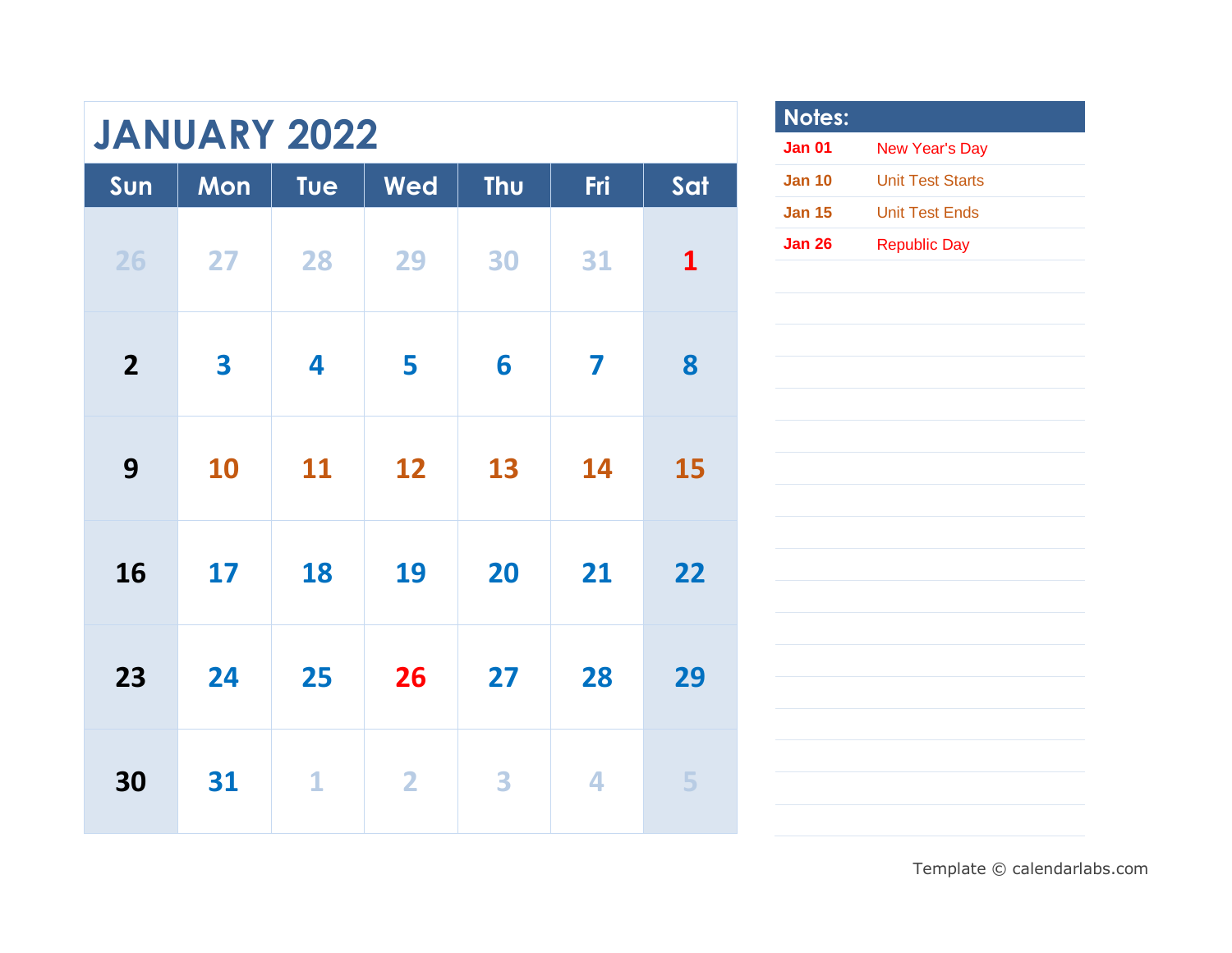# JANUARY 2022

| Sun | Mon | Tue | Wed | Thu | Fri | Sat |
|---|---|---|---|---|---|---|
| 26 | 27 | 28 | 29 | 30 | 31 | 1 |
| 2 | 3 | 4 | 5 | 6 | 7 | 8 |
| 9 | 10 | 11 | 12 | 13 | 14 | 15 |
| 16 | 17 | 18 | 19 | 20 | 21 | 22 |
| 23 | 24 | 25 | 26 | 27 | 28 | 29 |
| 30 | 31 | 1 | 2 | 3 | 4 | 5 |

## Notes:

| | |
|---|---|
| **Jan 01** | New Year's Day |
| **Jan 10** | Unit Test Starts |
| **Jan 15** | Unit Test Ends |
| **Jan 26** | Republic Day |

Template © calendarlabs.com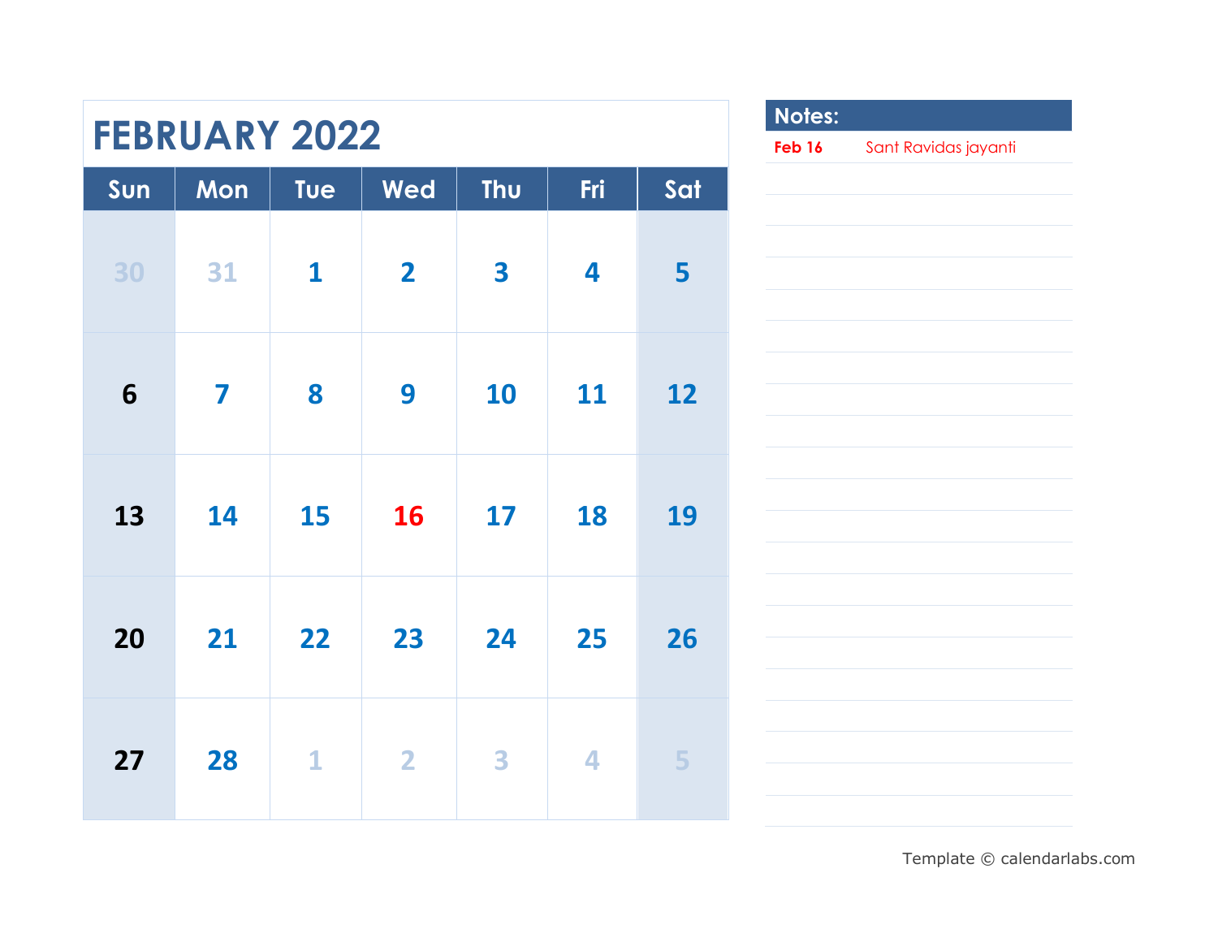# FEBRUARY 2022

| Sun | Mon | Tue | Wed | Thu | Fri | Sat |
|---|---|---|---|---|---|---|
| 30 | 31 | 1 | 2 | 3 | 4 | 5 |
| 6 | 7 | 8 | 9 | 10 | 11 | 12 |
| 13 | 14 | 15 | 16 | 17 | 18 | 19 |
| 20 | 21 | 22 | 23 | 24 | 25 | 26 |
| 27 | 28 | 1 | 2 | 3 | 4 | 5 |

## Notes:

| | |
|---|---|
| **Feb 16** | Sant Ravidas jayanti |

Template © calendarlabs.com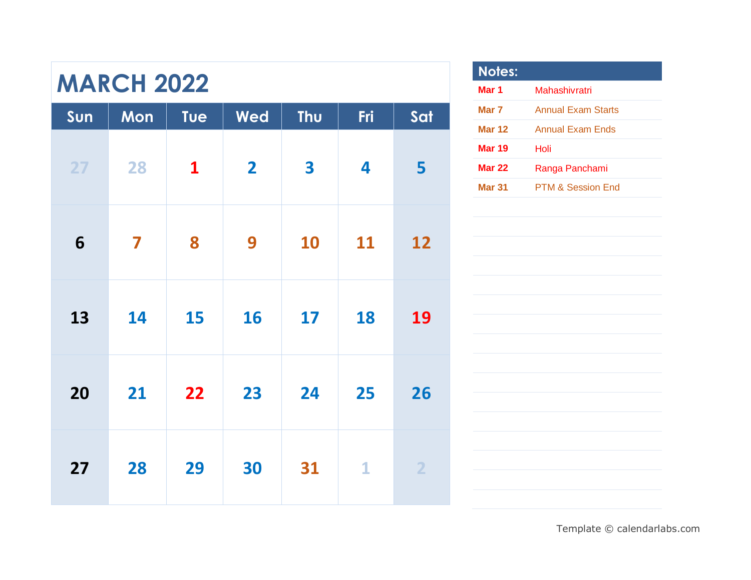# MARCH 2022

| Sun | Mon | Tue | Wed | Thu | Fri | Sat |
|---|---|---|---|---|---|---|
| 27 | 28 | 1 | 2 | 3 | 4 | 5 |
| 6 | 7 | 8 | 9 | 10 | 11 | 12 |
| 13 | 14 | 15 | 16 | 17 | 18 | 19 |
| 20 | 21 | 22 | 23 | 24 | 25 | 26 |
| 27 | 28 | 29 | 30 | 31 | 1 | 2 |

**Notes:**

| | |
|---|---|
| **Mar 1** | Mahashivratri |
| **Mar 7** | Annual Exam Starts |
| **Mar 12** | Annual Exam Ends |
| **Mar 19** | Holi |
| **Mar 22** | Ranga Panchami |
| **Mar 31** | PTM & Session End |

Template © calendarlabs.com